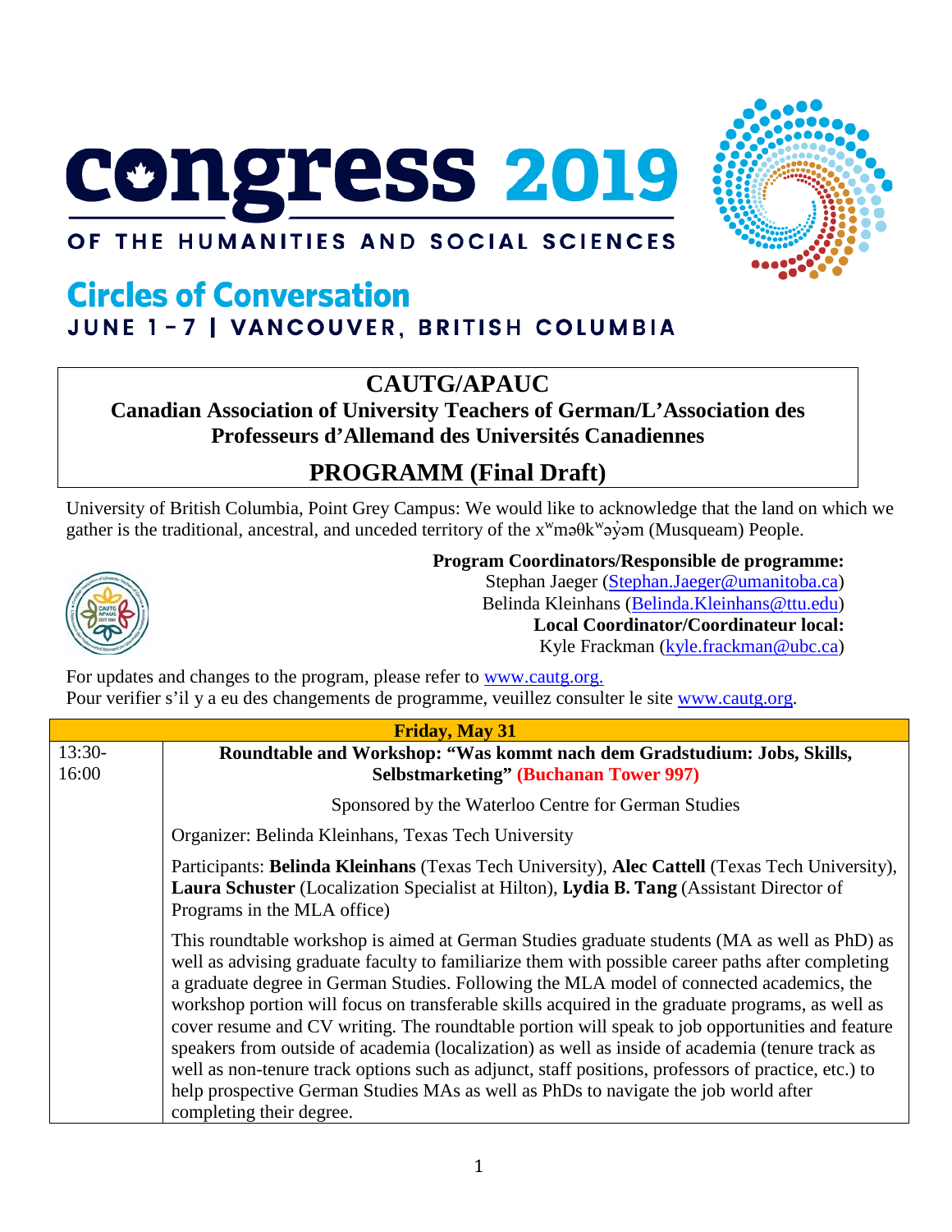# congress 2019

OF THE HUMANITIES AND SOCIAL SCIENCES

## Circles of Conversation

JUNE 1 – 7 | VANCOUVER, BRITISH COLUMBIA

## CAUTG/APAUC

**Canadian Association of University Teachers of German/L'Association des Professeurs d'Allemand des Universités Canadiennes**

## PROGRAMM (Final Draft)

University of British Columbia, Point Grey Campus: We would like to acknowledge that the land on which we gather is the traditional, ancestral, and unceded territory of the xʷməθkʷəy̓əm (Musqueam) People.

**Program Coordinators/Responsible de programme:**
Stephan Jaeger (Stephan.Jaeger@umanitoba.ca)
Belinda Kleinhans (Belinda.Kleinhans@ttu.edu)
**Local Coordinator/Coordinateur local:**
Kyle Frackman (kyle.frackman@ubc.ca)

For updates and changes to the program, please refer to www.cautg.org.
Pour verifier s'il y a eu des changements de programme, veuillez consulter le site www.cautg.org.

| Friday, May 31 | |
|---|---|
| 13:30-16:00 | **Roundtable and Workshop: "Was kommt nach dem Gradstudium: Jobs, Skills, Selbstmarketing" (Buchanan Tower 997)** |
| | Sponsored by the Waterloo Centre for German Studies |
| | Organizer: Belinda Kleinhans, Texas Tech University |
| | Participants: **Belinda Kleinhans** (Texas Tech University), **Alec Cattell** (Texas Tech University), **Laura Schuster** (Localization Specialist at Hilton), **Lydia B. Tang** (Assistant Director of Programs in the MLA office) |
| | This roundtable workshop is aimed at German Studies graduate students (MA as well as PhD) as well as advising graduate faculty to familiarize them with possible career paths after completing a graduate degree in German Studies. Following the MLA model of connected academics, the workshop portion will focus on transferable skills acquired in the graduate programs, as well as cover resume and CV writing. The roundtable portion will speak to job opportunities and feature speakers from outside of academia (localization) as well as inside of academia (tenure track as well as non-tenure track options such as adjunct, staff positions, professors of practice, etc.) to help prospective German Studies MAs as well as PhDs to navigate the job world after completing their degree. |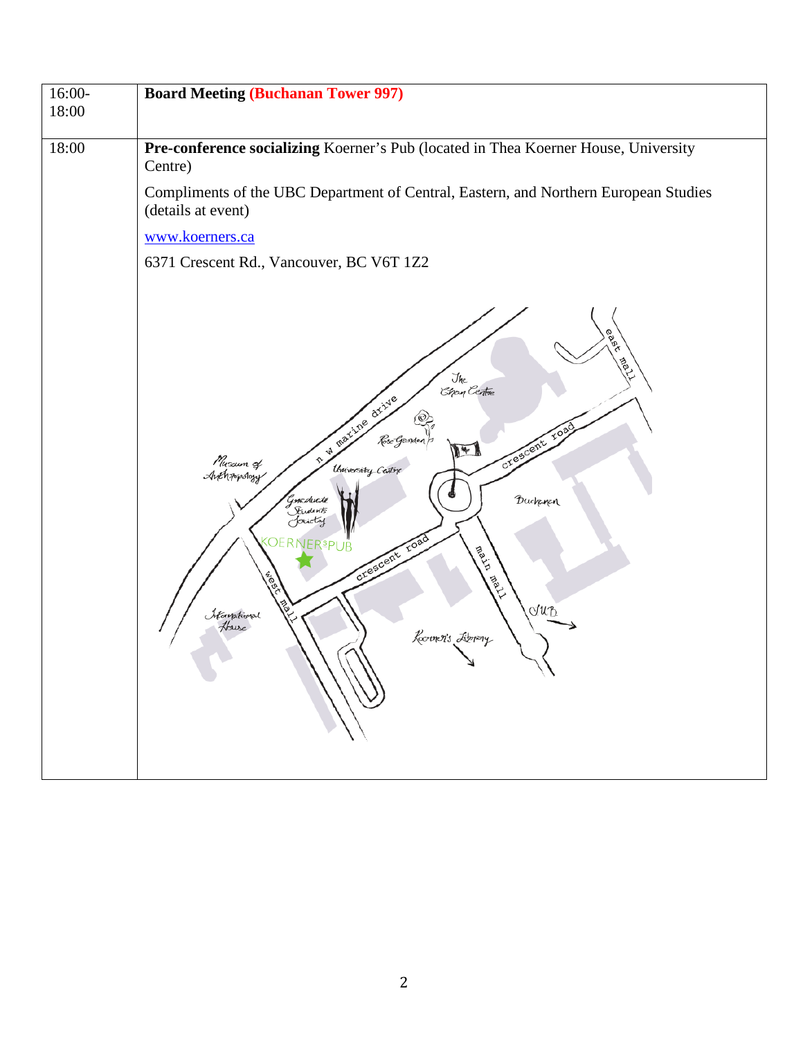| | |
|---|---|
| 16:00-18:00 | **Board Meeting (Buchanan Tower 997)** |
| 18:00 | **Pre-conference socializing** Koerner's Pub (located in Thea Koerner House, University Centre)<br><br>Compliments of the UBC Department of Central, Eastern, and Northern European Studies (details at event)<br><br>[www.koerners.ca](http://www.koerners.ca)<br><br>6371 Crescent Rd., Vancouver, BC V6T 1Z2 |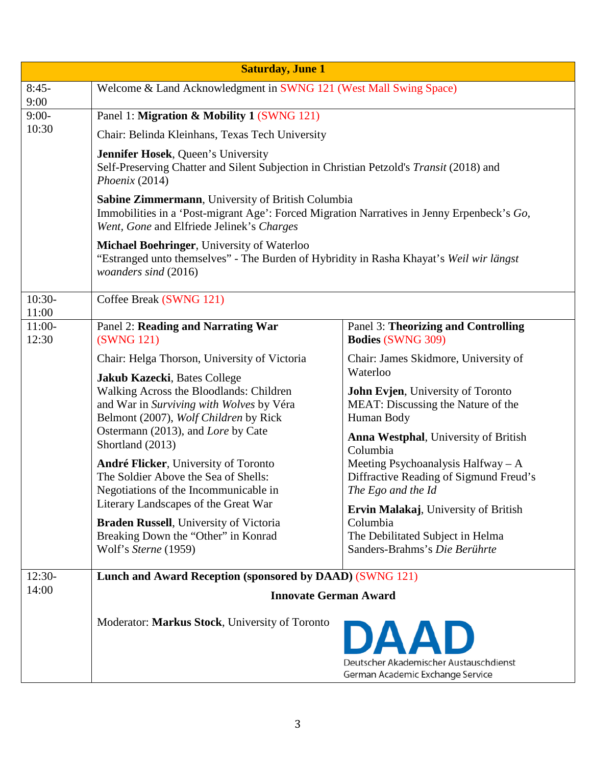| Saturday, June 1 | | |
|---|---|---|
| 8:45-9:00 | Welcome & Land Acknowledgment in SWNG 121 (West Mall Swing Space) | |
| 9:00-10:30 | Panel 1: **Migration & Mobility 1** (SWNG 121)<br><br>Chair: Belinda Kleinhans, Texas Tech University<br><br>**Jennifer Hosek**, Queen's University<br>Self-Preserving Chatter and Silent Subjection in Christian Petzold's *Transit* (2018) and *Phoenix* (2014)<br><br>**Sabine Zimmermann**, University of British Columbia<br>Immobilities in a 'Post-migrant Age': Forced Migration Narratives in Jenny Erpenbeck's *Go, Went, Gone* and Elfriede Jelinek's *Charges*<br><br>**Michael Boehringer**, University of Waterloo<br>"Estranged unto themselves" - The Burden of Hybridity in Rasha Khayat's *Weil wir längst woanders sind* (2016) | |
| 10:30-11:00 | Coffee Break (SWNG 121) | |
| 11:00-12:30 | Panel 2: **Reading and Narrating War** (SWNG 121)<br><br>Chair: Helga Thorson, University of Victoria<br><br>**Jakub Kazecki**, Bates College<br>Walking Across the Bloodlands: Children and War in *Surviving with Wolves* by Véra Belmont (2007), *Wolf Children* by Rick Ostermann (2013), and *Lore* by Cate Shortland (2013)<br><br>**André Flicker**, University of Toronto<br>The Soldier Above the Sea of Shells: Negotiations of the Incommunicable in Literary Landscapes of the Great War<br><br>**Braden Russell**, University of Victoria<br>Breaking Down the "Other" in Konrad Wolf's *Sterne* (1959) | Panel 3: **Theorizing and Controlling Bodies** (SWNG 309)<br><br>Chair: James Skidmore, University of Waterloo<br><br>**John Evjen**, University of Toronto<br>MEAT: Discussing the Nature of the Human Body<br><br>**Anna Westphal**, University of British Columbia<br>Meeting Psychoanalysis Halfway – A Diffractive Reading of Sigmund Freud's *The Ego and the Id*<br><br>**Ervin Malakaj**, University of British Columbia<br>The Debilitated Subject in Helma Sanders-Brahms's *Die Berührte* |
| 12:30-14:00 | **Lunch and Award Reception (sponsored by DAAD)** (SWNG 121)<br><br>**Innovate German Award**<br><br>Moderator: **Markus Stock**, University of Toronto<br><br>DAAD<br>Deutscher Akademischer Austauschdienst<br>German Academic Exchange Service | |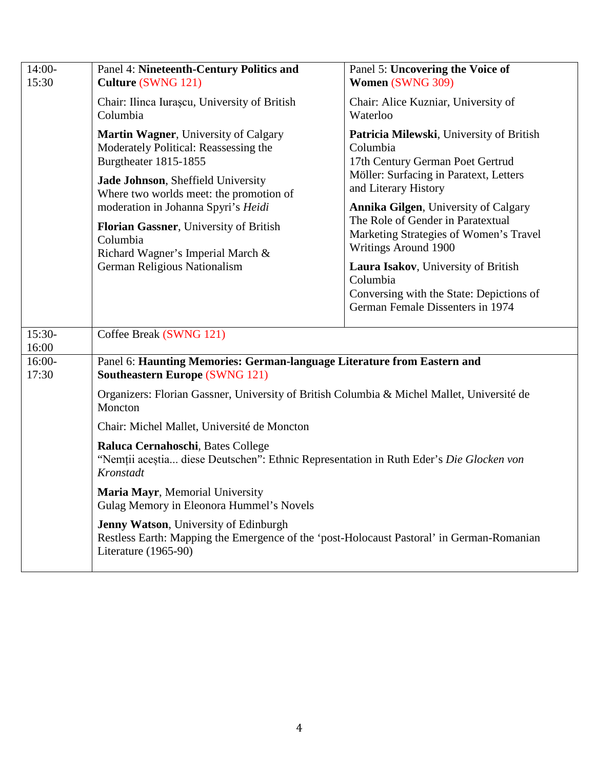| | | |
|---|---|---|
| 14:00-15:30 | Panel 4: **Nineteenth-Century Politics and Culture** (SWNG 121)<br><br>Chair: Ilinca Iurașcu, University of British Columbia<br><br>**Martin Wagner**, University of Calgary<br>Moderately Political: Reassessing the Burgtheater 1815-1855<br><br>**Jade Johnson**, Sheffield University<br>Where two worlds meet: the promotion of moderation in Johanna Spyri's *Heidi*<br><br>**Florian Gassner**, University of British Columbia<br>Richard Wagner's Imperial March & German Religious Nationalism | Panel 5: **Uncovering the Voice of Women** (SWNG 309)<br><br>Chair: Alice Kuzniar, University of Waterloo<br><br>**Patricia Milewski**, University of British Columbia<br>17th Century German Poet Gertrud Möller: Surfacing in Paratext, Letters and Literary History<br><br>**Annika Gilgen**, University of Calgary<br>The Role of Gender in Paratextual Marketing Strategies of Women's Travel Writings Around 1900<br><br>**Laura Isakov**, University of British Columbia<br>Conversing with the State: Depictions of German Female Dissenters in 1974 |
| 15:30-16:00 | Coffee Break (SWNG 121) | |
| 16:00-17:30 | Panel 6: **Haunting Memories: German-language Literature from Eastern and Southeastern Europe** (SWNG 121)<br><br>Organizers: Florian Gassner, University of British Columbia & Michel Mallet, Université de Moncton<br><br>Chair: Michel Mallet, Université de Moncton<br><br>**Raluca Cernahoschi**, Bates College<br>"Nemții aceștia... diese Deutschen": Ethnic Representation in Ruth Eder's *Die Glocken von Kronstadt*<br><br>**Maria Mayr**, Memorial University<br>Gulag Memory in Eleonora Hummel's Novels<br><br>**Jenny Watson**, University of Edinburgh<br>Restless Earth: Mapping the Emergence of the 'post-Holocaust Pastoral' in German-Romanian Literature (1965-90) | |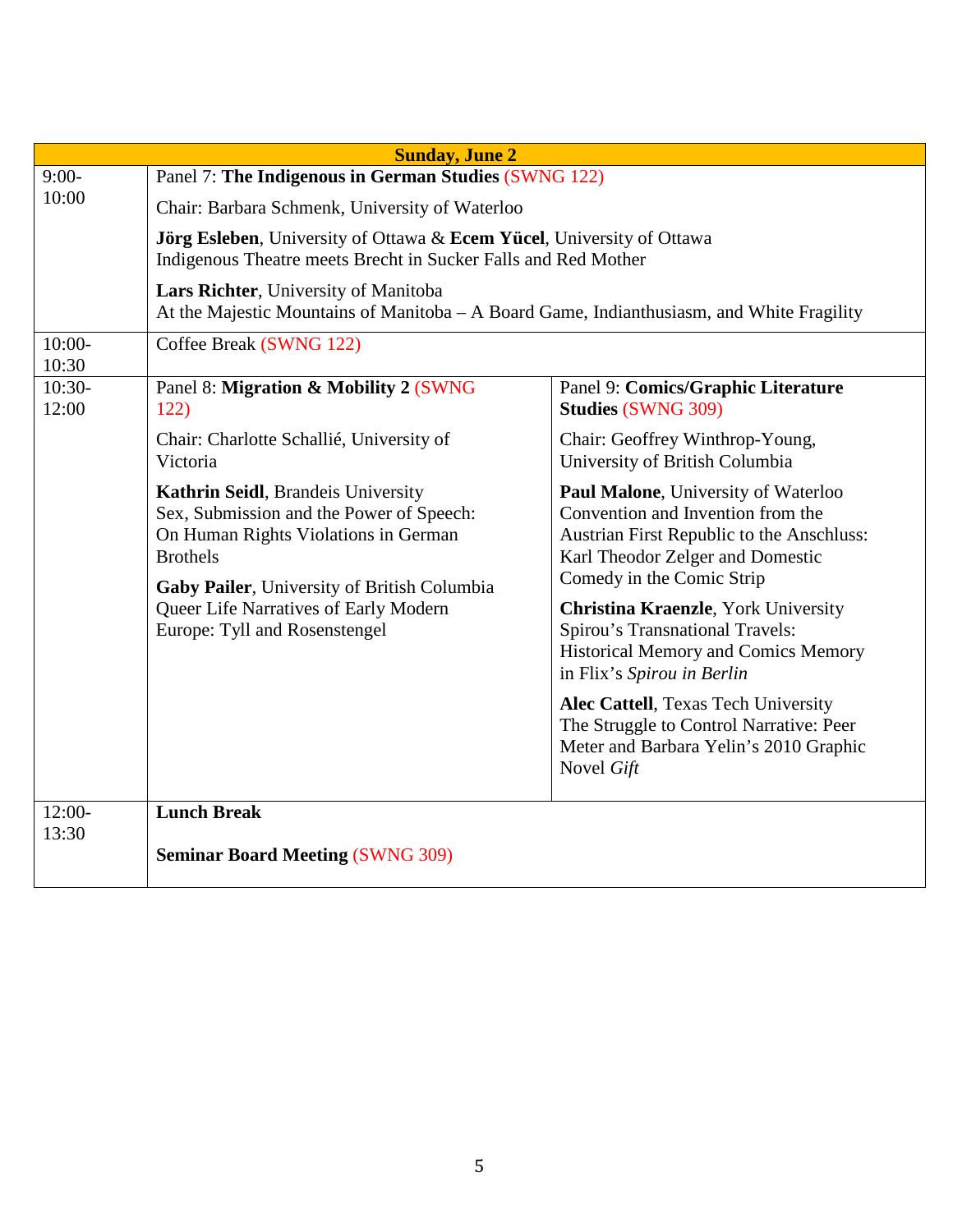| Sunday, June 2 | | |
|---|---|---|
| 9:00-10:00 | Panel 7: **The Indigenous in German Studies** (SWNG 122)<br><br>Chair: Barbara Schmenk, University of Waterloo<br><br>**Jörg Esleben**, University of Ottawa & **Ecem Yücel**, University of Ottawa<br>Indigenous Theatre meets Brecht in Sucker Falls and Red Mother<br><br>**Lars Richter**, University of Manitoba<br>At the Majestic Mountains of Manitoba – A Board Game, Indianthusiasm, and White Fragility | |
| 10:00-10:30 | Coffee Break (SWNG 122) | |
| 10:30-12:00 | Panel 8: **Migration & Mobility 2** (SWNG 122)<br><br>Chair: Charlotte Schallié, University of Victoria<br><br>**Kathrin Seidl**, Brandeis University<br>Sex, Submission and the Power of Speech: On Human Rights Violations in German Brothels<br><br>**Gaby Pailer**, University of British Columbia<br>Queer Life Narratives of Early Modern Europe: Tyll and Rosenstengel | Panel 9: **Comics/Graphic Literature Studies** (SWNG 309)<br><br>Chair: Geoffrey Winthrop-Young, University of British Columbia<br><br>**Paul Malone**, University of Waterloo<br>Convention and Invention from the Austrian First Republic to the Anschluss: Karl Theodor Zelger and Domestic Comedy in the Comic Strip<br><br>**Christina Kraenzle**, York University<br>Spirou's Transnational Travels: Historical Memory and Comics Memory in Flix's *Spirou in Berlin*<br><br>**Alec Cattell**, Texas Tech University<br>The Struggle to Control Narrative: Peer Meter and Barbara Yelin's 2010 Graphic Novel *Gift* |
| 12:00-13:30 | **Lunch Break**<br><br>**Seminar Board Meeting** (SWNG 309) | |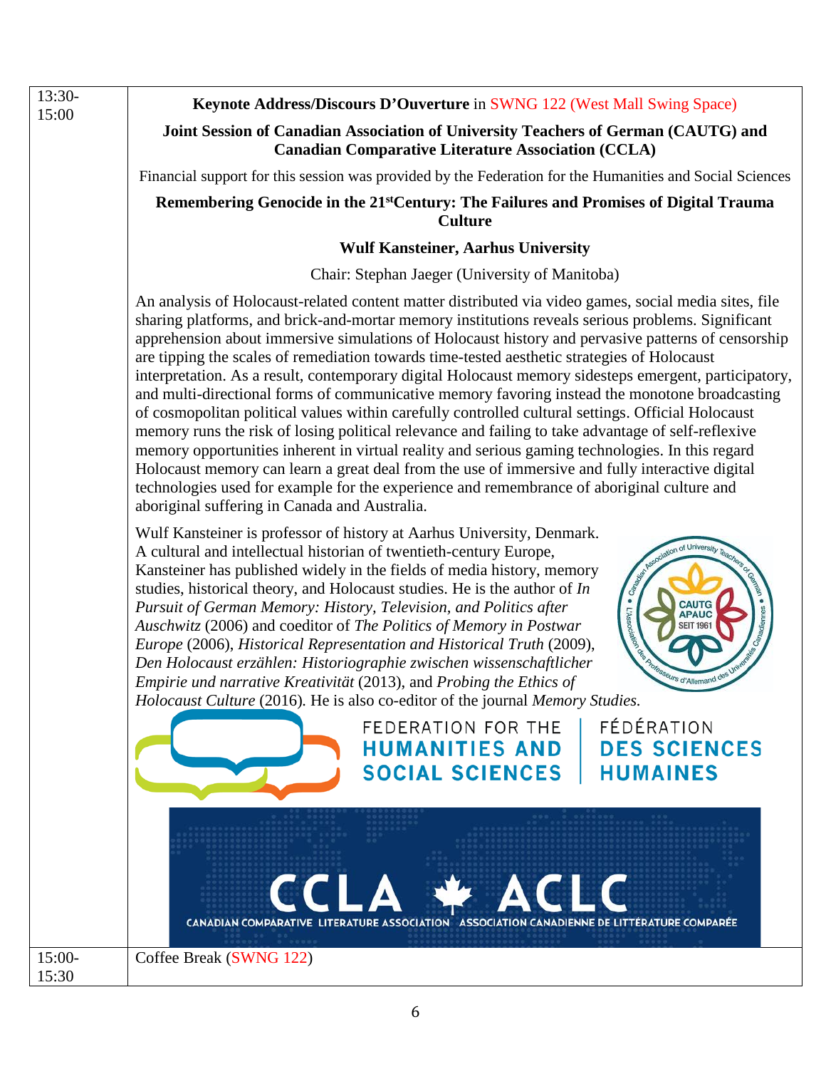| | |
|---|---|
| 13:30-15:00 | **Keynote Address/Discours D'Ouverture** in SWNG 122 (West Mall Swing Space)<br><br>**Joint Session of Canadian Association of University Teachers of German (CAUTG) and Canadian Comparative Literature Association (CCLA)**<br><br>Financial support for this session was provided by the Federation for the Humanities and Social Sciences<br><br>**Remembering Genocide in the 21st Century: The Failures and Promises of Digital Trauma Culture**<br><br>**Wulf Kansteiner, Aarhus University**<br><br>Chair: Stephan Jaeger (University of Manitoba)<br><br>An analysis of Holocaust-related content matter distributed via video games, social media sites, file sharing platforms, and brick-and-mortar memory institutions reveals serious problems. Significant apprehension about immersive simulations of Holocaust history and pervasive patterns of censorship are tipping the scales of remediation towards time-tested aesthetic strategies of Holocaust interpretation. As a result, contemporary digital Holocaust memory sidesteps emergent, participatory, and multi-directional forms of communicative memory favoring instead the monotone broadcasting of cosmopolitan political values within carefully controlled cultural settings. Official Holocaust memory runs the risk of losing political relevance and failing to take advantage of self-reflexive memory opportunities inherent in virtual reality and serious gaming technologies. In this regard Holocaust memory can learn a great deal from the use of immersive and fully interactive digital technologies used for example for the experience and remembrance of aboriginal culture and aboriginal suffering in Canada and Australia.<br><br>Wulf Kansteiner is professor of history at Aarhus University, Denmark. A cultural and intellectual historian of twentieth-century Europe, Kansteiner has published widely in the fields of media history, memory studies, historical theory, and Holocaust studies. He is the author of *In Pursuit of German Memory: History, Television, and Politics after Auschwitz* (2006) and coeditor of *The Politics of Memory in Postwar Europe* (2006), *Historical Representation and Historical Truth* (2009), *Den Holocaust erzählen: Historiographie zwischen wissenschaftlicher Empirie und narrative Kreativität* (2013), and *Probing the Ethics of Holocaust Culture* (2016). He is also co-editor of the journal *Memory Studies.*<br><br>Canadian Association of University Teachers of German • L'Association des Professeurs d'Allemand des Universités Canadiennes • CAUTG APAUC SEIT 1961<br><br>FEDERATION FOR THE HUMANITIES AND SOCIAL SCIENCES \| FÉDÉRATION DES SCIENCES HUMAINES<br><br>CCLA ACLC<br>CANADIAN COMPARATIVE LITERATURE ASSOCIATION ASSOCIATION CANADIENNE DE LITTÉRATURE COMPARÉE |
| 15:00-15:30 | Coffee Break (SWNG 122) |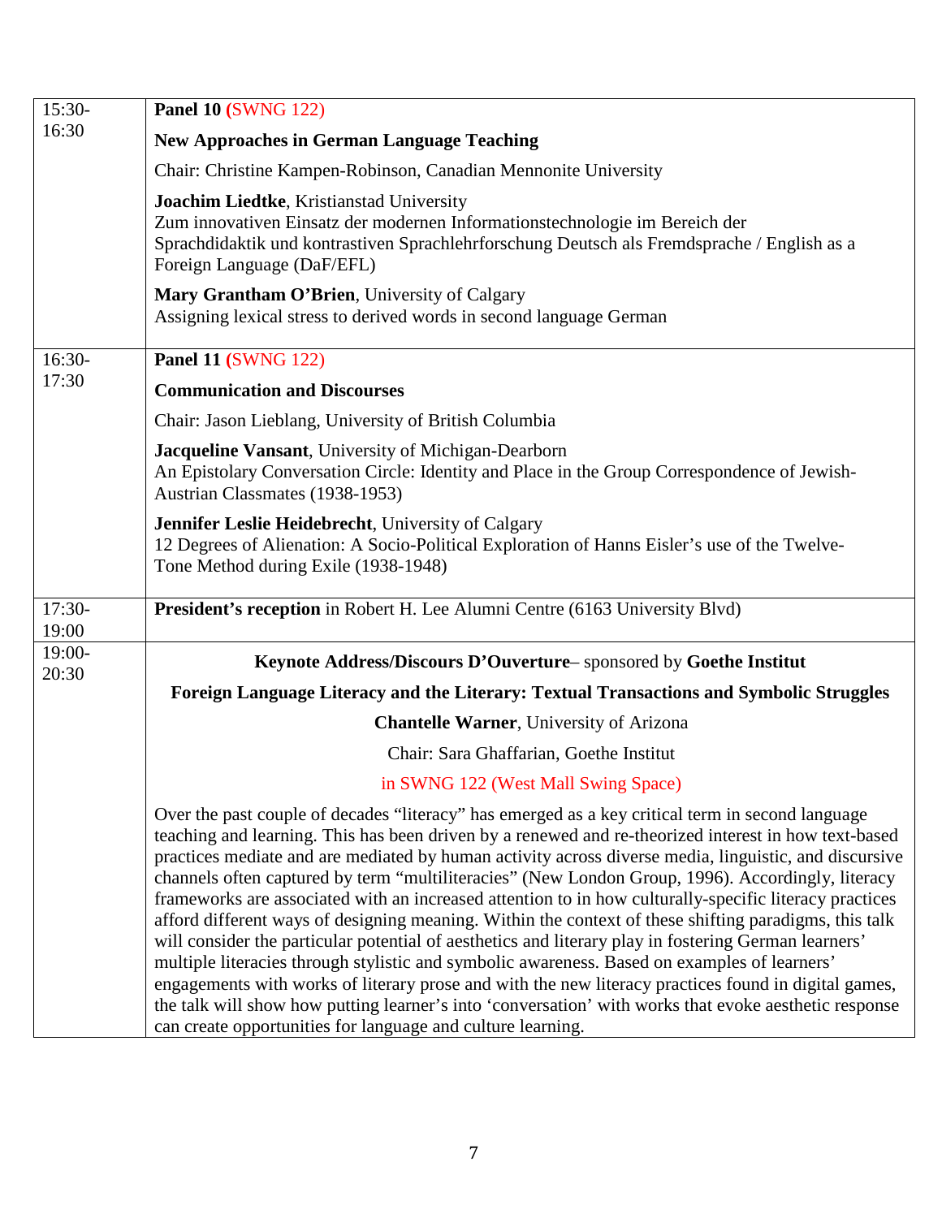| | |
|---|---|
| 15:30-16:30 | **Panel 10** (SWNG 122)<br>**New Approaches in German Language Teaching**<br>Chair: Christine Kampen-Robinson, Canadian Mennonite University<br>**Joachim Liedtke**, Kristianstad University<br>Zum innovativen Einsatz der modernen Informationstechnologie im Bereich der Sprachdidaktik und kontrastiven Sprachlehrforschung Deutsch als Fremdsprache / English as a Foreign Language (DaF/EFL)<br>**Mary Grantham O'Brien**, University of Calgary<br>Assigning lexical stress to derived words in second language German |
| 16:30-17:30 | **Panel 11** (SWNG 122)<br>**Communication and Discourses**<br>Chair: Jason Lieblang, University of British Columbia<br>**Jacqueline Vansant**, University of Michigan-Dearborn<br>An Epistolary Conversation Circle: Identity and Place in the Group Correspondence of Jewish-Austrian Classmates (1938-1953)<br>**Jennifer Leslie Heidebrecht**, University of Calgary<br>12 Degrees of Alienation: A Socio-Political Exploration of Hanns Eisler's use of the Twelve-Tone Method during Exile (1938-1948) |
| 17:30-19:00 | **President's reception** in Robert H. Lee Alumni Centre (6163 University Blvd) |
| 19:00-20:30 | **Keynote Address/Discours D'Ouverture**– sponsored by **Goethe Institut**<br>**Foreign Language Literacy and the Literary: Textual Transactions and Symbolic Struggles**<br>**Chantelle Warner**, University of Arizona<br>Chair: Sara Ghaffarian, Goethe Institut<br>in SWNG 122 (West Mall Swing Space)<br>Over the past couple of decades "literacy" has emerged as a key critical term in second language teaching and learning. This has been driven by a renewed and re-theorized interest in how text-based practices mediate and are mediated by human activity across diverse media, linguistic, and discursive channels often captured by term "multiliteracies" (New London Group, 1996). Accordingly, literacy frameworks are associated with an increased attention to in how culturally-specific literacy practices afford different ways of designing meaning. Within the context of these shifting paradigms, this talk will consider the particular potential of aesthetics and literary play in fostering German learners' multiple literacies through stylistic and symbolic awareness. Based on examples of learners' engagements with works of literary prose and with the new literacy practices found in digital games, the talk will show how putting learner's into 'conversation' with works that evoke aesthetic response can create opportunities for language and culture learning. |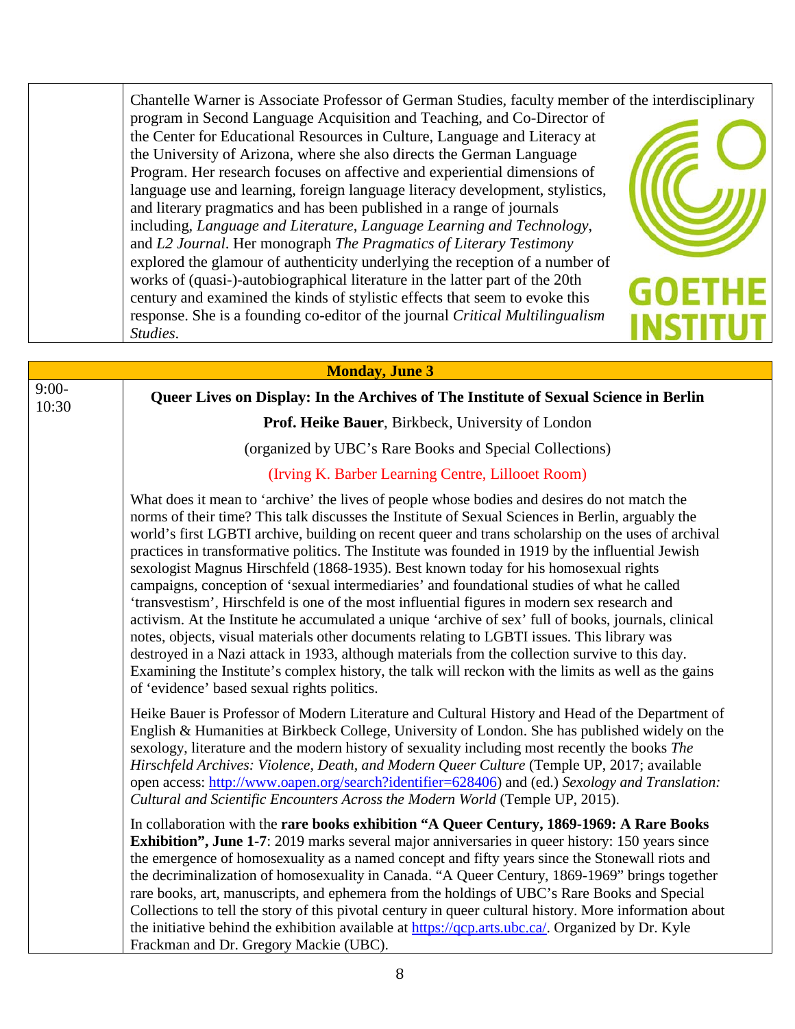Chantelle Warner is Associate Professor of German Studies, faculty member of the interdisciplinary program in Second Language Acquisition and Teaching, and Co-Director of the Center for Educational Resources in Culture, Language and Literacy at the University of Arizona, where she also directs the German Language Program. Her research focuses on affective and experiential dimensions of language use and learning, foreign language literacy development, stylistics, and literary pragmatics and has been published in a range of journals including, *Language and Literature*, *Language Learning and Technology*, and *L2 Journal*. Her monograph *The Pragmatics of Literary Testimony* explored the glamour of authenticity underlying the reception of a number of works of (quasi-)-autobiographical literature in the latter part of the 20th century and examined the kinds of stylistic effects that seem to evoke this response. She is a founding co-editor of the journal *Critical Multilingualism Studies*.

GOETHE INSTITUT

## Monday, June 3

**9:00-10:30**

### Queer Lives on Display: In the Archives of The Institute of Sexual Science in Berlin

**Prof. Heike Bauer**, Birkbeck, University of London

(organized by UBC's Rare Books and Special Collections)

(Irving K. Barber Learning Centre, Lillooet Room)

What does it mean to 'archive' the lives of people whose bodies and desires do not match the norms of their time? This talk discusses the Institute of Sexual Sciences in Berlin, arguably the world's first LGBTI archive, building on recent queer and trans scholarship on the uses of archival practices in transformative politics. The Institute was founded in 1919 by the influential Jewish sexologist Magnus Hirschfeld (1868-1935). Best known today for his homosexual rights campaigns, conception of 'sexual intermediaries' and foundational studies of what he called 'transvestism', Hirschfeld is one of the most influential figures in modern sex research and activism. At the Institute he accumulated a unique 'archive of sex' full of books, journals, clinical notes, objects, visual materials other documents relating to LGBTI issues. This library was destroyed in a Nazi attack in 1933, although materials from the collection survive to this day. Examining the Institute's complex history, the talk will reckon with the limits as well as the gains of 'evidence' based sexual rights politics.

Heike Bauer is Professor of Modern Literature and Cultural History and Head of the Department of English & Humanities at Birkbeck College, University of London. She has published widely on the sexology, literature and the modern history of sexuality including most recently the books *The Hirschfeld Archives: Violence, Death, and Modern Queer Culture* (Temple UP, 2017; available open access: http://www.oapen.org/search?identifier=628406) and (ed.) *Sexology and Translation: Cultural and Scientific Encounters Across the Modern World* (Temple UP, 2015).

In collaboration with the **rare books exhibition "A Queer Century, 1869-1969: A Rare Books Exhibition", June 1-7**: 2019 marks several major anniversaries in queer history: 150 years since the emergence of homosexuality as a named concept and fifty years since the Stonewall riots and the decriminalization of homosexuality in Canada. "A Queer Century, 1869-1969" brings together rare books, art, manuscripts, and ephemera from the holdings of UBC's Rare Books and Special Collections to tell the story of this pivotal century in queer cultural history. More information about the initiative behind the exhibition available at https://qcp.arts.ubc.ca/. Organized by Dr. Kyle Frackman and Dr. Gregory Mackie (UBC).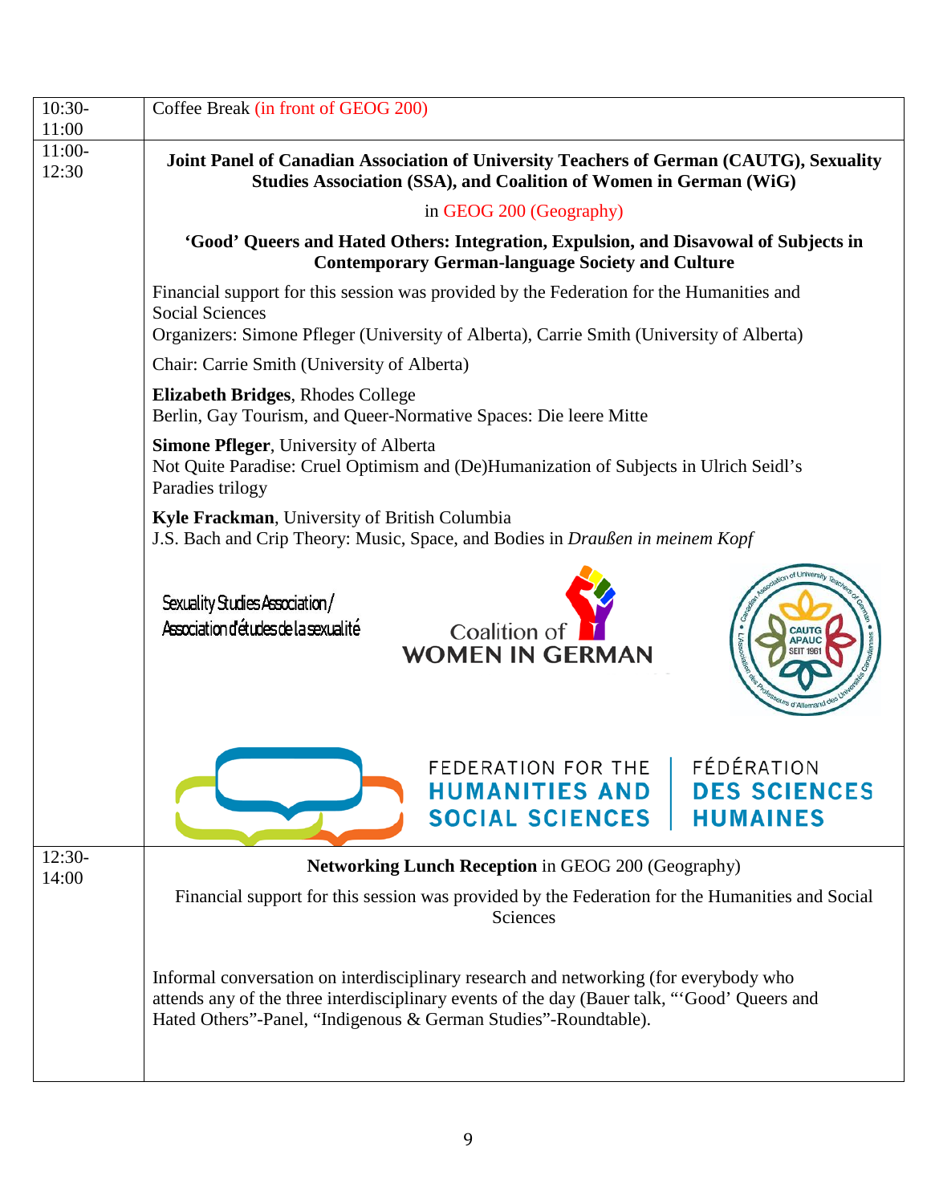| | |
|---|---|
| 10:30-11:00 | Coffee Break (in front of GEOG 200) |
| 11:00-12:30 | **Joint Panel of Canadian Association of University Teachers of German (CAUTG), Sexuality Studies Association (SSA), and Coalition of Women in German (WiG)**<br><br>in GEOG 200 (Geography)<br><br>**'Good' Queers and Hated Others: Integration, Expulsion, and Disavowal of Subjects in Contemporary German-language Society and Culture**<br><br>Financial support for this session was provided by the Federation for the Humanities and Social Sciences<br>Organizers: Simone Pfleger (University of Alberta), Carrie Smith (University of Alberta)<br><br>Chair: Carrie Smith (University of Alberta)<br><br>**Elizabeth Bridges**, Rhodes College<br>Berlin, Gay Tourism, and Queer-Normative Spaces: Die leere Mitte<br><br>**Simone Pfleger**, University of Alberta<br>Not Quite Paradise: Cruel Optimism and (De)Humanization of Subjects in Ulrich Seidl's Paradies trilogy<br><br>**Kyle Frackman**, University of British Columbia<br>J.S. Bach and Crip Theory: Music, Space, and Bodies in *Draußen in meinem Kopf*<br><br>Sexuality Studies Association / Association d'études de la sexualité<br>Coalition of WOMEN IN GERMAN<br>CAUTG APAUC SEIT 1961<br>FEDERATION FOR THE HUMANITIES AND SOCIAL SCIENCES \| FÉDÉRATION DES SCIENCES HUMAINES |
| 12:30-14:00 | **Networking Lunch Reception** in GEOG 200 (Geography)<br><br>Financial support for this session was provided by the Federation for the Humanities and Social Sciences<br><br>Informal conversation on interdisciplinary research and networking (for everybody who attends any of the three interdisciplinary events of the day (Bauer talk, "'Good' Queers and Hated Others"-Panel, "Indigenous & German Studies"-Roundtable). |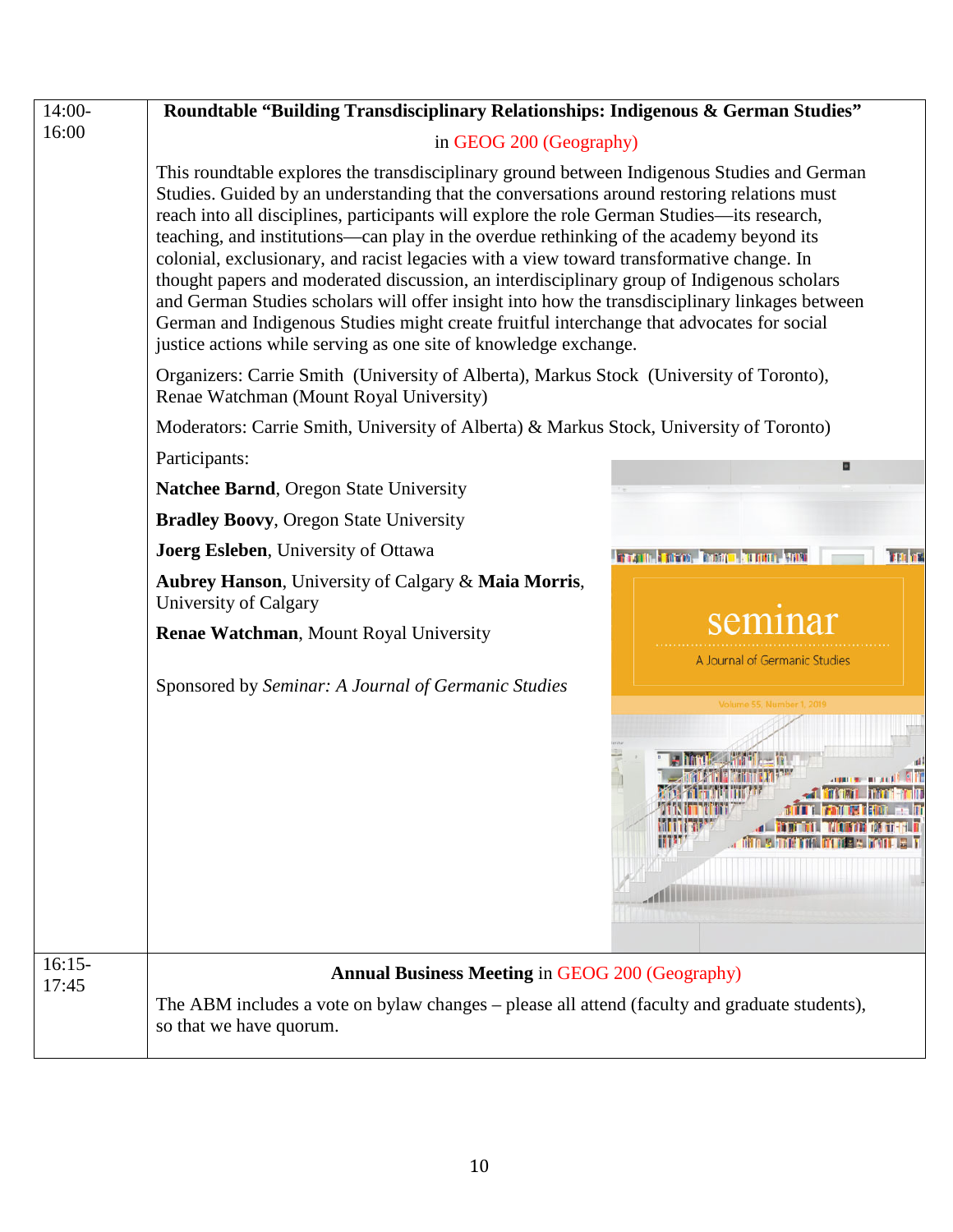| | |
|---|---|
| 14:00-16:00 | **Roundtable "Building Transdisciplinary Relationships: Indigenous & German Studies"** in GEOG 200 (Geography)<br><br>This roundtable explores the transdisciplinary ground between Indigenous Studies and German Studies. Guided by an understanding that the conversations around restoring relations must reach into all disciplines, participants will explore the role German Studies—its research, teaching, and institutions—can play in the overdue rethinking of the academy beyond its colonial, exclusionary, and racist legacies with a view toward transformative change. In thought papers and moderated discussion, an interdisciplinary group of Indigenous scholars and German Studies scholars will offer insight into how the transdisciplinary linkages between German and Indigenous Studies might create fruitful interchange that advocates for social justice actions while serving as one site of knowledge exchange.<br><br>Organizers: Carrie Smith (University of Alberta), Markus Stock (University of Toronto), Renae Watchman (Mount Royal University)<br><br>Moderators: Carrie Smith, University of Alberta) & Markus Stock, University of Toronto)<br><br>Participants:<br><br>**Natchee Barnd**, Oregon State University<br><br>**Bradley Boovy**, Oregon State University<br><br>**Joerg Esleben**, University of Ottawa<br><br>**Aubrey Hanson**, University of Calgary & **Maia Morris**, University of Calgary<br><br>**Renae Watchman**, Mount Royal University<br><br>Sponsored by *Seminar: A Journal of Germanic Studies* |
| 16:15-17:45 | **Annual Business Meeting** in GEOG 200 (Geography)<br><br>The ABM includes a vote on bylaw changes – please all attend (faculty and graduate students), so that we have quorum. |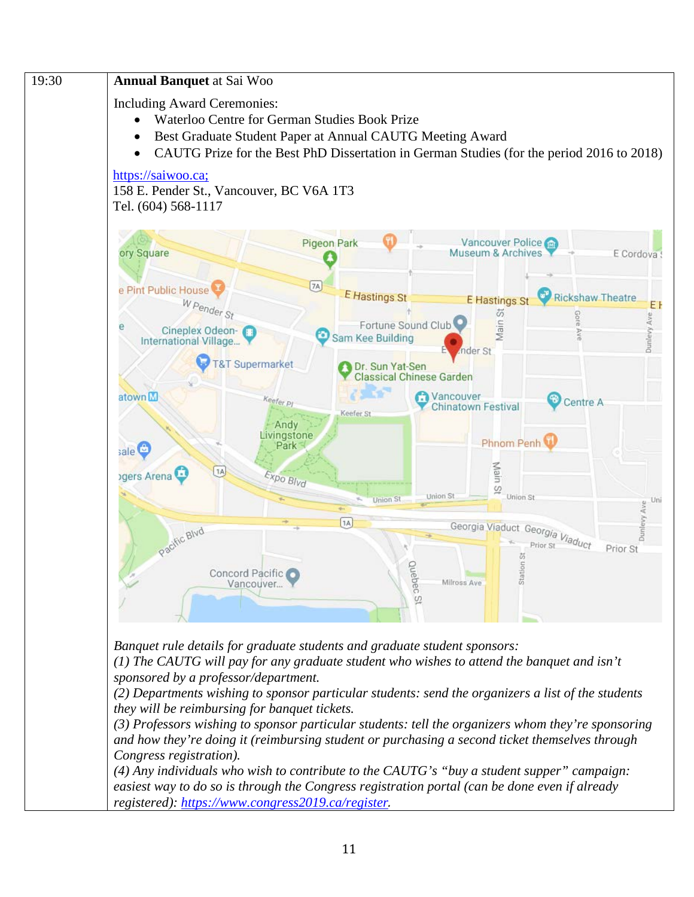| | |
|---|---|
| 19:30 | **Annual Banquet** at Sai Woo |

Including Award Ceremonies:

- Waterloo Centre for German Studies Book Prize
- Best Graduate Student Paper at Annual CAUTG Meeting Award
- CAUTG Prize for the Best PhD Dissertation in German Studies (for the period 2016 to 2018)

https://saiwoo.ca;
158 E. Pender St., Vancouver, BC V6A 1T3
Tel. (604) 568-1117

*Banquet rule details for graduate students and graduate student sponsors:*
*(1) The CAUTG will pay for any graduate student who wishes to attend the banquet and isn't sponsored by a professor/department.*
*(2) Departments wishing to sponsor particular students: send the organizers a list of the students they will be reimbursing for banquet tickets.*
*(3) Professors wishing to sponsor particular students: tell the organizers whom they're sponsoring and how they're doing it (reimbursing student or purchasing a second ticket themselves through Congress registration).*
*(4) Any individuals who wish to contribute to the CAUTG's "buy a student supper" campaign: easiest way to do so is through the Congress registration portal (can be done even if already registered): https://www.congress2019.ca/register.*